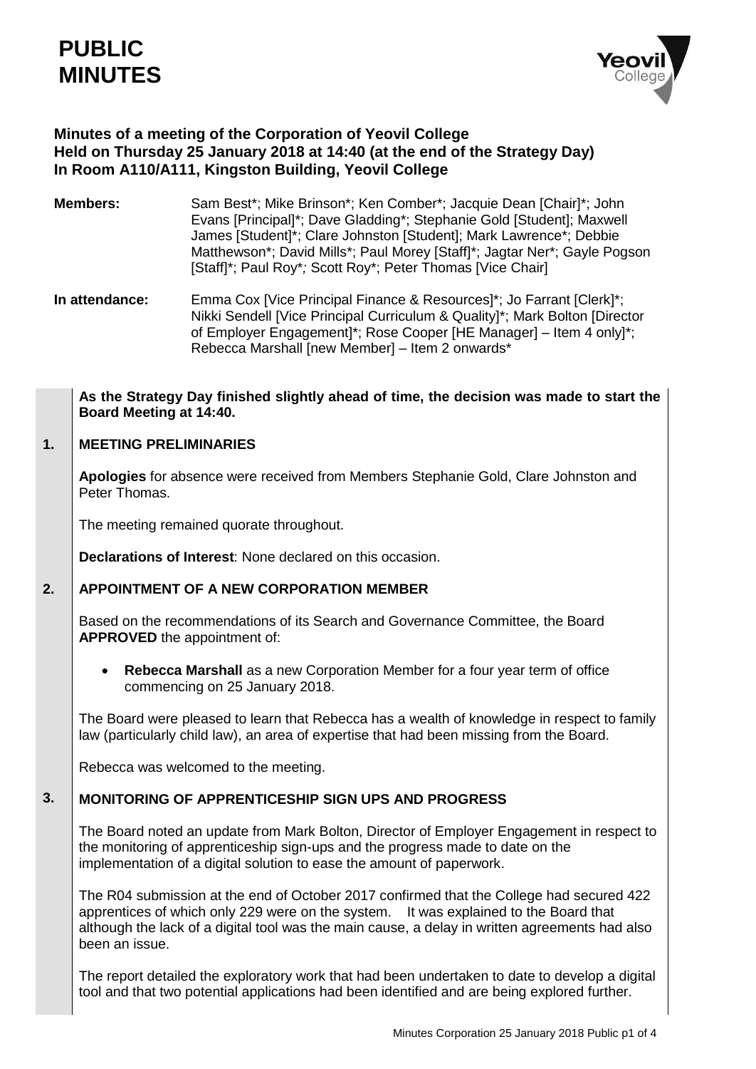# PUBLIC MINUTES

## Minutes of a meeting of the Corporation of Yeovil College Held on Thursday 25 January 2018 at 14:40 (at the end of the Strategy Day) In Room A110/A111, Kingston Building, Yeovil College

**Members:** Sam Best*; Mike Brinson*; Ken Comber*; Jacquie Dean [Chair]*; John Evans [Principal]*; Dave Gladding*; Stephanie Gold [Student]; Maxwell James [Student]*; Clare Johnston [Student]; Mark Lawrence*; Debbie Matthewson*; David Mills*; Paul Morey [Staff]*; Jagtar Ner*; Gayle Pogson [Staff]*; Paul Roy*; Scott Roy*; Peter Thomas [Vice Chair]

**In attendance:** Emma Cox [Vice Principal Finance & Resources]*; Jo Farrant [Clerk]*; Nikki Sendell [Vice Principal Curriculum & Quality]*; Mark Bolton [Director of Employer Engagement]*; Rose Cooper [HE Manager] – Item 4 only]*; Rebecca Marshall [new Member] – Item 2 onwards*

**As the Strategy Day finished slightly ahead of time, the decision was made to start the Board Meeting at 14:40.**

### 1. MEETING PRELIMINARIES

**Apologies** for absence were received from Members Stephanie Gold, Clare Johnston and Peter Thomas.

The meeting remained quorate throughout.

**Declarations of Interest**: None declared on this occasion.

### 2. APPOINTMENT OF A NEW CORPORATION MEMBER

Based on the recommendations of its Search and Governance Committee, the Board **APPROVED** the appointment of:

- **Rebecca Marshall** as a new Corporation Member for a four year term of office commencing on 25 January 2018.

The Board were pleased to learn that Rebecca has a wealth of knowledge in respect to family law (particularly child law), an area of expertise that had been missing from the Board.

Rebecca was welcomed to the meeting.

### 3. MONITORING OF APPRENTICESHIP SIGN UPS AND PROGRESS

The Board noted an update from Mark Bolton, Director of Employer Engagement in respect to the monitoring of apprenticeship sign-ups and the progress made to date on the implementation of a digital solution to ease the amount of paperwork.

The R04 submission at the end of October 2017 confirmed that the College had secured 422 apprentices of which only 229 were on the system. It was explained to the Board that although the lack of a digital tool was the main cause, a delay in written agreements had also been an issue.

The report detailed the exploratory work that had been undertaken to date to develop a digital tool and that two potential applications had been identified and are being explored further.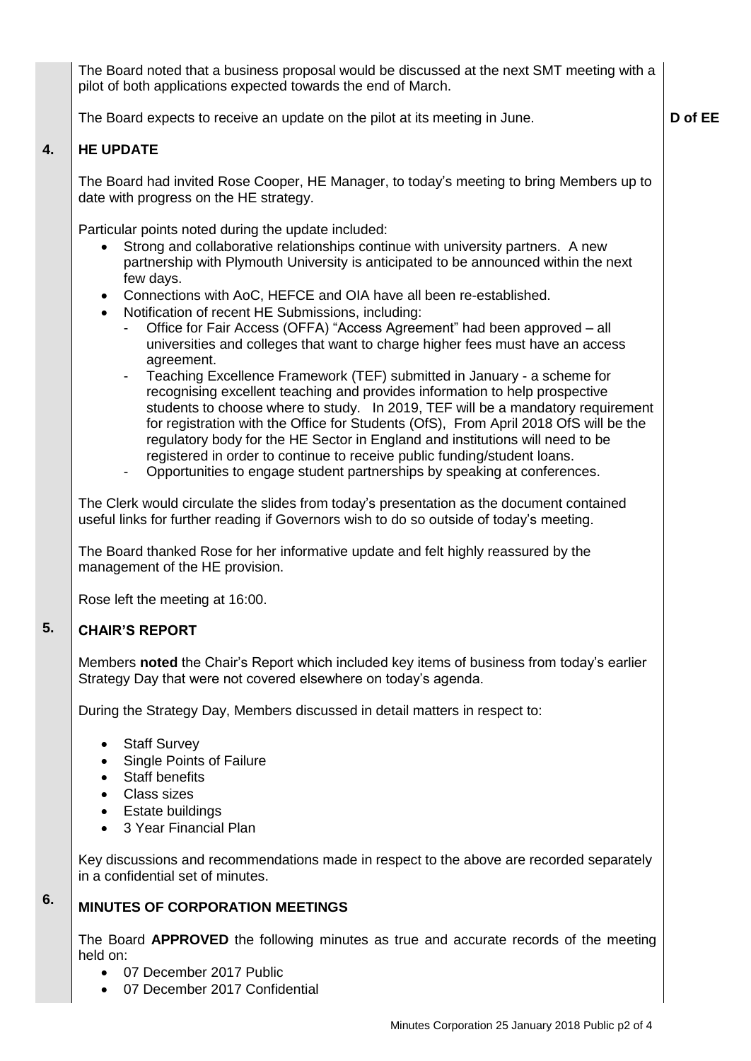The Board noted that a business proposal would be discussed at the next SMT meeting with a pilot of both applications expected towards the end of March.

The Board expects to receive an update on the pilot at its meeting in June. **D of EE**

## 4. HE UPDATE

The Board had invited Rose Cooper, HE Manager, to today's meeting to bring Members up to date with progress on the HE strategy.

Particular points noted during the update included:

- Strong and collaborative relationships continue with university partners. A new partnership with Plymouth University is anticipated to be announced within the next few days.
- Connections with AoC, HEFCE and OIA have all been re-established.
- Notification of recent HE Submissions, including:
  - Office for Fair Access (OFFA) "Access Agreement" had been approved – all universities and colleges that want to charge higher fees must have an access agreement.
  - Teaching Excellence Framework (TEF) submitted in January - a scheme for recognising excellent teaching and provides information to help prospective students to choose where to study. In 2019, TEF will be a mandatory requirement for registration with the Office for Students (OfS), From April 2018 OfS will be the regulatory body for the HE Sector in England and institutions will need to be registered in order to continue to receive public funding/student loans.
  - Opportunities to engage student partnerships by speaking at conferences.

The Clerk would circulate the slides from today's presentation as the document contained useful links for further reading if Governors wish to do so outside of today's meeting.

The Board thanked Rose for her informative update and felt highly reassured by the management of the HE provision.

Rose left the meeting at 16:00.

## 5. CHAIR'S REPORT

Members **noted** the Chair's Report which included key items of business from today's earlier Strategy Day that were not covered elsewhere on today's agenda.

During the Strategy Day, Members discussed in detail matters in respect to:

- Staff Survey
- Single Points of Failure
- Staff benefits
- Class sizes
- Estate buildings
- 3 Year Financial Plan

Key discussions and recommendations made in respect to the above are recorded separately in a confidential set of minutes.

## 6. MINUTES OF CORPORATION MEETINGS

The Board **APPROVED** the following minutes as true and accurate records of the meeting held on:

- 07 December 2017 Public
- 07 December 2017 Confidential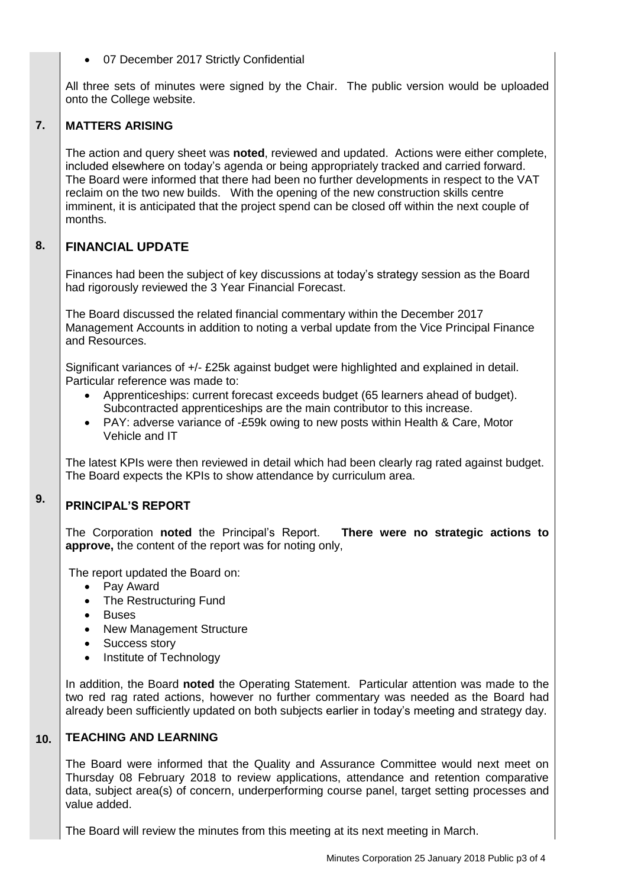- 07 December 2017 Strictly Confidential

All three sets of minutes were signed by the Chair. The public version would be uploaded onto the College website.

## 7. MATTERS ARISING

The action and query sheet was **noted**, reviewed and updated. Actions were either complete, included elsewhere on today's agenda or being appropriately tracked and carried forward. The Board were informed that there had been no further developments in respect to the VAT reclaim on the two new builds. With the opening of the new construction skills centre imminent, it is anticipated that the project spend can be closed off within the next couple of months.

## 8. FINANCIAL UPDATE

Finances had been the subject of key discussions at today's strategy session as the Board had rigorously reviewed the 3 Year Financial Forecast.

The Board discussed the related financial commentary within the December 2017 Management Accounts in addition to noting a verbal update from the Vice Principal Finance and Resources.

Significant variances of +/- £25k against budget were highlighted and explained in detail. Particular reference was made to:

- Apprenticeships: current forecast exceeds budget (65 learners ahead of budget). Subcontracted apprenticeships are the main contributor to this increase.
- PAY: adverse variance of -£59k owing to new posts within Health & Care, Motor Vehicle and IT

The latest KPIs were then reviewed in detail which had been clearly rag rated against budget. The Board expects the KPIs to show attendance by curriculum area.

## 9. PRINCIPAL'S REPORT

The Corporation **noted** the Principal's Report. **There were no strategic actions to approve,** the content of the report was for noting only,

The report updated the Board on:

- Pay Award
- The Restructuring Fund
- Buses
- New Management Structure
- Success story
- Institute of Technology

In addition, the Board **noted** the Operating Statement. Particular attention was made to the two red rag rated actions, however no further commentary was needed as the Board had already been sufficiently updated on both subjects earlier in today's meeting and strategy day.

## 10. TEACHING AND LEARNING

The Board were informed that the Quality and Assurance Committee would next meet on Thursday 08 February 2018 to review applications, attendance and retention comparative data, subject area(s) of concern, underperforming course panel, target setting processes and value added.

The Board will review the minutes from this meeting at its next meeting in March.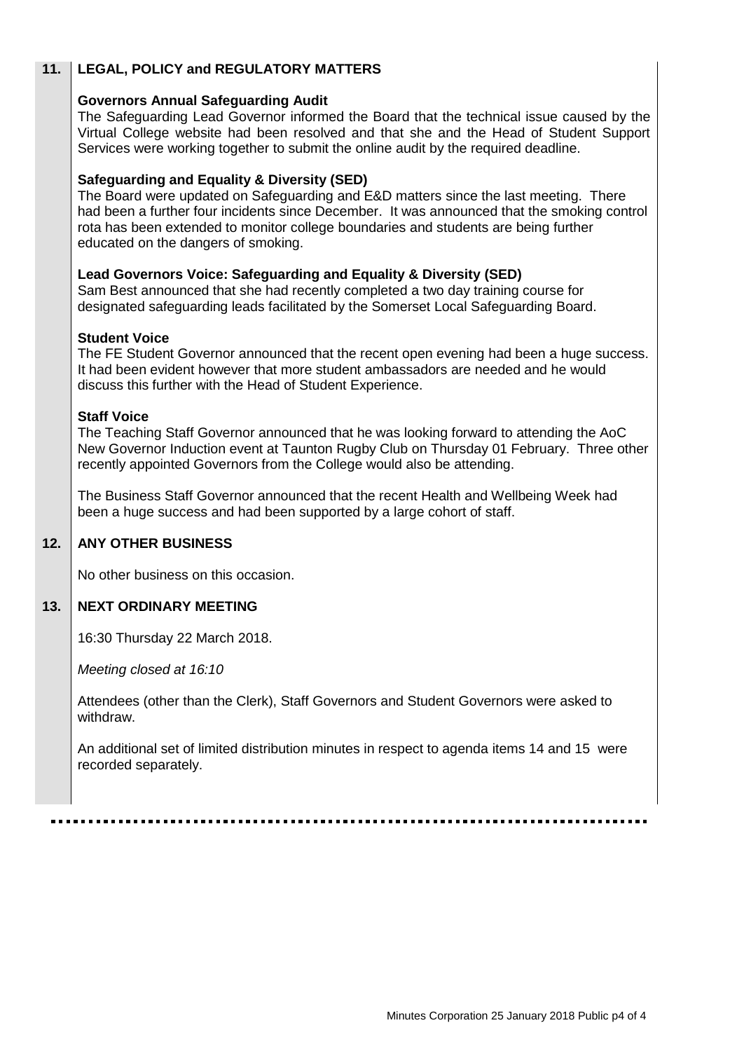## 11. LEGAL, POLICY and REGULATORY MATTERS

**Governors Annual Safeguarding Audit**

The Safeguarding Lead Governor informed the Board that the technical issue caused by the Virtual College website had been resolved and that she and the Head of Student Support Services were working together to submit the online audit by the required deadline.

**Safeguarding and Equality & Diversity (SED)**

The Board were updated on Safeguarding and E&D matters since the last meeting. There had been a further four incidents since December. It was announced that the smoking control rota has been extended to monitor college boundaries and students are being further educated on the dangers of smoking.

**Lead Governors Voice: Safeguarding and Equality & Diversity (SED)**

Sam Best announced that she had recently completed a two day training course for designated safeguarding leads facilitated by the Somerset Local Safeguarding Board.

**Student Voice**

The FE Student Governor announced that the recent open evening had been a huge success. It had been evident however that more student ambassadors are needed and he would discuss this further with the Head of Student Experience.

**Staff Voice**

The Teaching Staff Governor announced that he was looking forward to attending the AoC New Governor Induction event at Taunton Rugby Club on Thursday 01 February. Three other recently appointed Governors from the College would also be attending.

The Business Staff Governor announced that the recent Health and Wellbeing Week had been a huge success and had been supported by a large cohort of staff.

## 12. ANY OTHER BUSINESS

No other business on this occasion.

## 13. NEXT ORDINARY MEETING

16:30 Thursday 22 March 2018.

*Meeting closed at 16:10*

Attendees (other than the Clerk), Staff Governors and Student Governors were asked to withdraw.

An additional set of limited distribution minutes in respect to agenda items 14 and 15 were recorded separately.